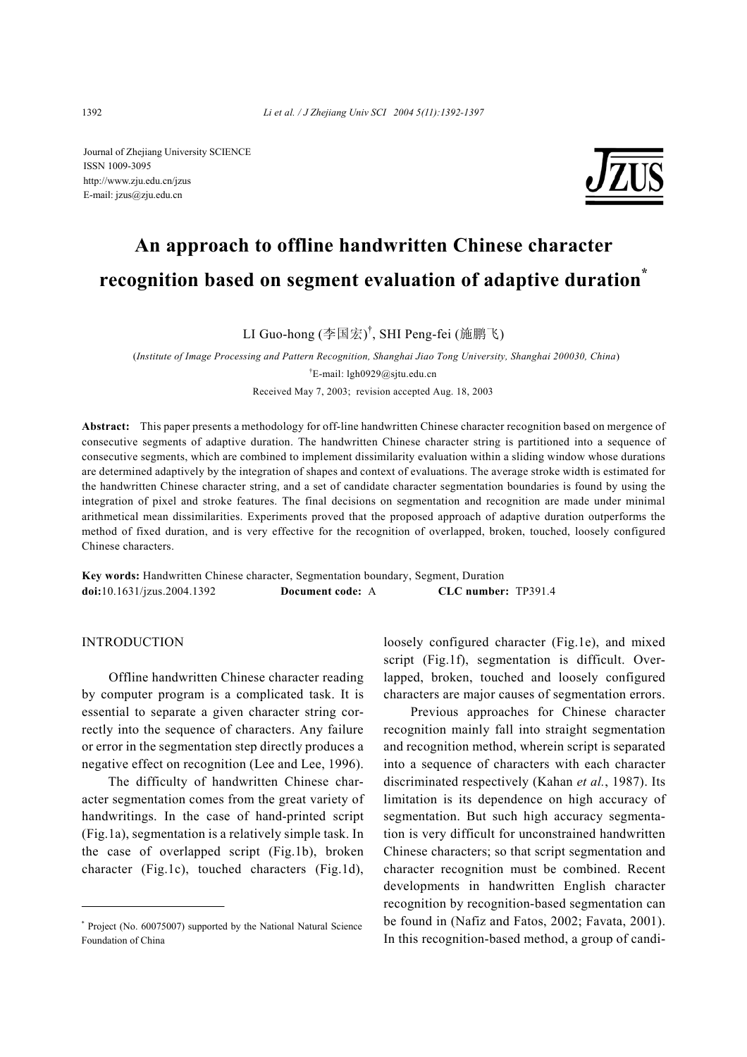Journal of Zhejiang University SCIENCE
ISSN 1009-3095
http://www.zju.edu.cn/jzus
E-mail: jzus@zju.edu.cn

# An approach to offline handwritten Chinese character recognition based on segment evaluation of adaptive duration*

LI Guo-hong (李国宏)[†], SHI Peng-fei (施鹏飞)

(*Institute of Image Processing and Pattern Recognition, Shanghai Jiao Tong University, Shanghai 200030, China*)

[†]E-mail: lgh0929@sjtu.edu.cn

Received May 7, 2003; revision accepted Aug. 18, 2003

**Abstract:** This paper presents a methodology for off-line handwritten Chinese character recognition based on mergence of consecutive segments of adaptive duration. The handwritten Chinese character string is partitioned into a sequence of consecutive segments, which are combined to implement dissimilarity evaluation within a sliding window whose durations are determined adaptively by the integration of shapes and context of evaluations. The average stroke width is estimated for the handwritten Chinese character string, and a set of candidate character segmentation boundaries is found by using the integration of pixel and stroke features. The final decisions on segmentation and recognition are made under minimal arithmetical mean dissimilarities. Experiments proved that the proposed approach of adaptive duration outperforms the method of fixed duration, and is very effective for the recognition of overlapped, broken, touched, loosely configured Chinese characters.

**Key words:** Handwritten Chinese character, Segmentation boundary, Segment, Duration
**doi:**10.1631/jzus.2004.1392 **Document code:** A **CLC number:** TP391.4

## INTRODUCTION

Offline handwritten Chinese character reading by computer program is a complicated task. It is essential to separate a given character string correctly into the sequence of characters. Any failure or error in the segmentation step directly produces a negative effect on recognition (Lee and Lee, 1996).

The difficulty of handwritten Chinese character segmentation comes from the great variety of handwritings. In the case of hand-printed script (Fig.1a), segmentation is a relatively simple task. In the case of overlapped script (Fig.1b), broken character (Fig.1c), touched characters (Fig.1d), loosely configured character (Fig.1e), and mixed script (Fig.1f), segmentation is difficult. Overlapped, broken, touched and loosely configured characters are major causes of segmentation errors.

Previous approaches for Chinese character recognition mainly fall into straight segmentation and recognition method, wherein script is separated into a sequence of characters with each character discriminated respectively (Kahan *et al.*, 1987). Its limitation is its dependence on high accuracy of segmentation. But such high accuracy segmentation is very difficult for unconstrained handwritten Chinese characters; so that script segmentation and character recognition must be combined. Recent developments in handwritten English character recognition by recognition-based segmentation can be found in (Nafiz and Fatos, 2002; Favata, 2001). In this recognition-based method, a group of candi-

---

* Project (No. 60075007) supported by the National Natural Science Foundation of China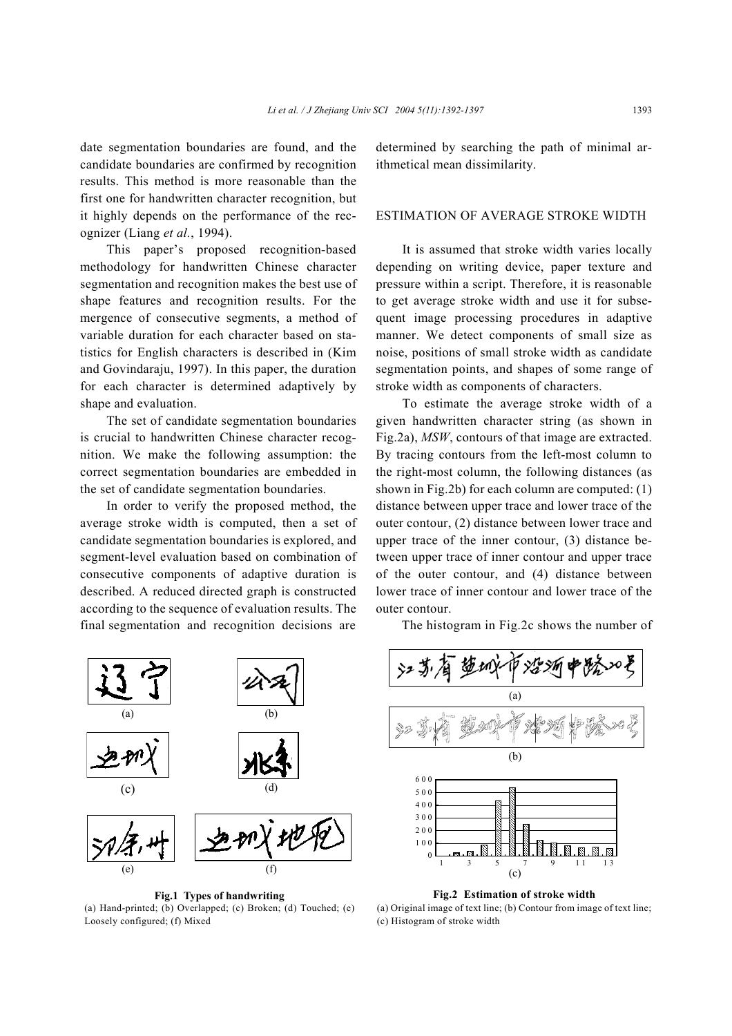date segmentation boundaries are found, and the candidate boundaries are confirmed by recognition results. This method is more reasonable than the first one for handwritten character recognition, but it highly depends on the performance of the recognizer (Liang *et al.*, 1994).

This paper's proposed recognition-based methodology for handwritten Chinese character segmentation and recognition makes the best use of shape features and recognition results. For the mergence of consecutive segments, a method of variable duration for each character based on statistics for English characters is described in (Kim and Govindaraju, 1997). In this paper, the duration for each character is determined adaptively by shape and evaluation.

The set of candidate segmentation boundaries is crucial to handwritten Chinese character recognition. We make the following assumption: the correct segmentation boundaries are embedded in the set of candidate segmentation boundaries.

In order to verify the proposed method, the average stroke width is computed, then a set of candidate segmentation boundaries is explored, and segment-level evaluation based on combination of consecutive components of adaptive duration is described. A reduced directed graph is constructed according to the sequence of evaluation results. The final segmentation and recognition decisions are determined by searching the path of minimal arithmetical mean dissimilarity.

**Fig.1 Types of handwriting**
(a) Hand-printed; (b) Overlapped; (c) Broken; (d) Touched; (e) Loosely configured; (f) Mixed

## ESTIMATION OF AVERAGE STROKE WIDTH

It is assumed that stroke width varies locally depending on writing device, paper texture and pressure within a script. Therefore, it is reasonable to get average stroke width and use it for subsequent image processing procedures in adaptive manner. We detect components of small size as noise, positions of small stroke width as candidate segmentation points, and shapes of some range of stroke width as components of characters.

To estimate the average stroke width of a given handwritten character string (as shown in Fig.2a), *MSW*, contours of that image are extracted. By tracing contours from the left-most column to the right-most column, the following distances (as shown in Fig.2b) for each column are computed: (1) distance between upper trace and lower trace of the outer contour, (2) distance between lower trace and upper trace of the inner contour, (3) distance between upper trace of inner contour and upper trace of the outer contour, and (4) distance between lower trace of inner contour and lower trace of the outer contour.

The histogram in Fig.2c shows the number of

**Fig.2 Estimation of stroke width**
(a) Original image of text line; (b) Contour from image of text line; (c) Histogram of stroke width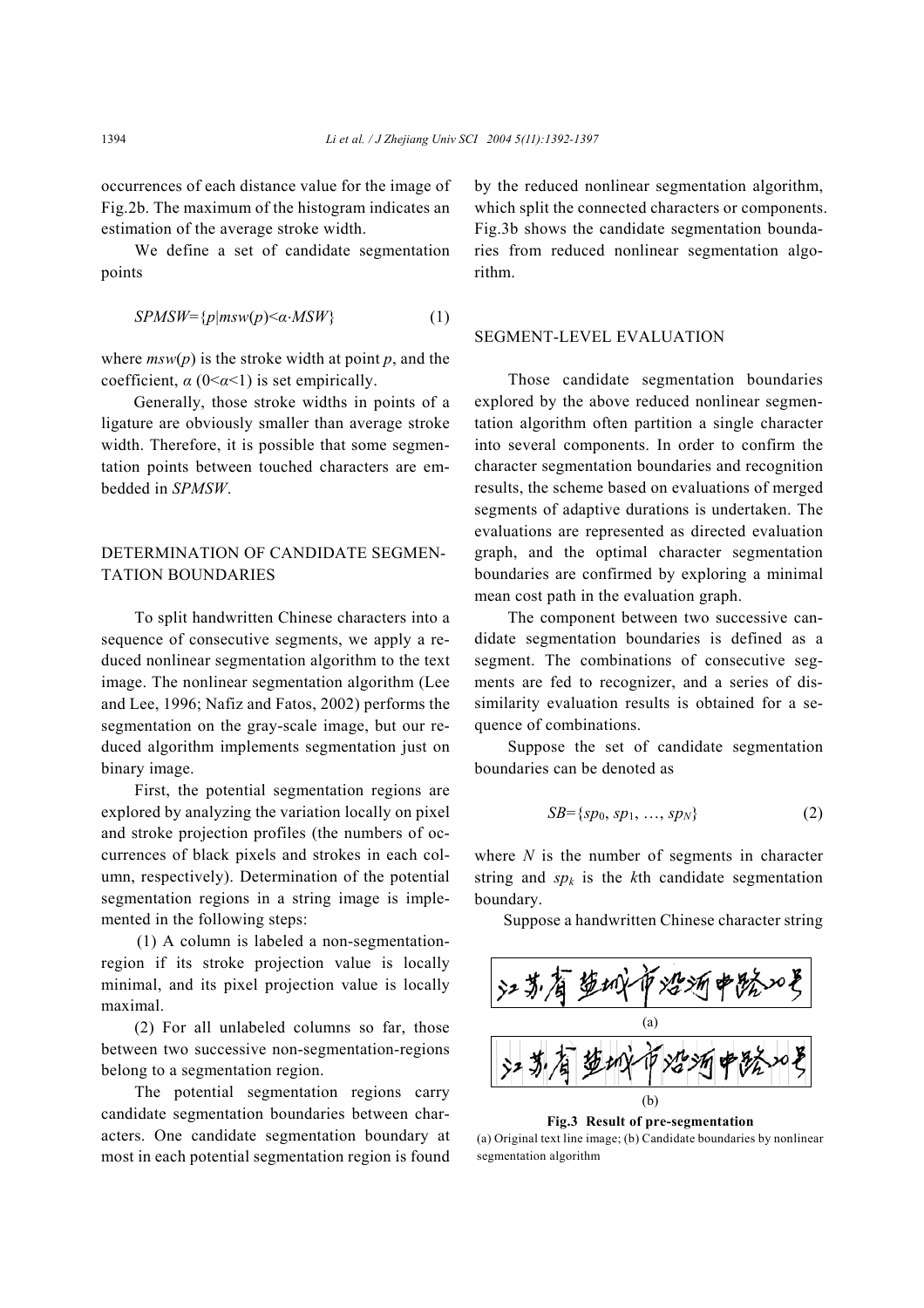occurrences of each distance value for the image of Fig.2b. The maximum of the histogram indicates an estimation of the average stroke width.

We define a set of candidate segmentation points

$$SPMSW=\{p|msw(p)<\alpha\cdot MSW\} \quad (1)$$

where $msw(p)$ is the stroke width at point $p$, and the coefficient, $\alpha$ ($0<\alpha<1$) is set empirically.

Generally, those stroke widths in points of a ligature are obviously smaller than average stroke width. Therefore, it is possible that some segmentation points between touched characters are embedded in *SPMSW*.

## DETERMINATION OF CANDIDATE SEGMENTATION BOUNDARIES

To split handwritten Chinese characters into a sequence of consecutive segments, we apply a reduced nonlinear segmentation algorithm to the text image. The nonlinear segmentation algorithm (Lee and Lee, 1996; Nafiz and Fatos, 2002) performs the segmentation on the gray-scale image, but our reduced algorithm implements segmentation just on binary image.

First, the potential segmentation regions are explored by analyzing the variation locally on pixel and stroke projection profiles (the numbers of occurrences of black pixels and strokes in each column, respectively). Determination of the potential segmentation regions in a string image is implemented in the following steps:

(1) A column is labeled a non-segmentation-region if its stroke projection value is locally minimal, and its pixel projection value is locally maximal.

(2) For all unlabeled columns so far, those between two successive non-segmentation-regions belong to a segmentation region.

The potential segmentation regions carry candidate segmentation boundaries between characters. One candidate segmentation boundary at most in each potential segmentation region is found by the reduced nonlinear segmentation algorithm, which split the connected characters or components. Fig.3b shows the candidate segmentation boundaries from reduced nonlinear segmentation algorithm.

## SEGMENT-LEVEL EVALUATION

Those candidate segmentation boundaries explored by the above reduced nonlinear segmentation algorithm often partition a single character into several components. In order to confirm the character segmentation boundaries and recognition results, the scheme based on evaluations of merged segments of adaptive durations is undertaken. The evaluations are represented as directed evaluation graph, and the optimal character segmentation boundaries are confirmed by exploring a minimal mean cost path in the evaluation graph.

The component between two successive candidate segmentation boundaries is defined as a segment. The combinations of consecutive segments are fed to recognizer, and a series of dissimilarity evaluation results is obtained for a sequence of combinations.

Suppose the set of candidate segmentation boundaries can be denoted as

$$SB=\{sp_0, sp_1, \ldots, sp_N\} \quad (2)$$

where $N$ is the number of segments in character string and $sp_k$ is the $k$th candidate segmentation boundary.

Suppose a handwritten Chinese character string

(a)

(b)

**Fig.3 Result of pre-segmentation**
(a) Original text line image; (b) Candidate boundaries by nonlinear segmentation algorithm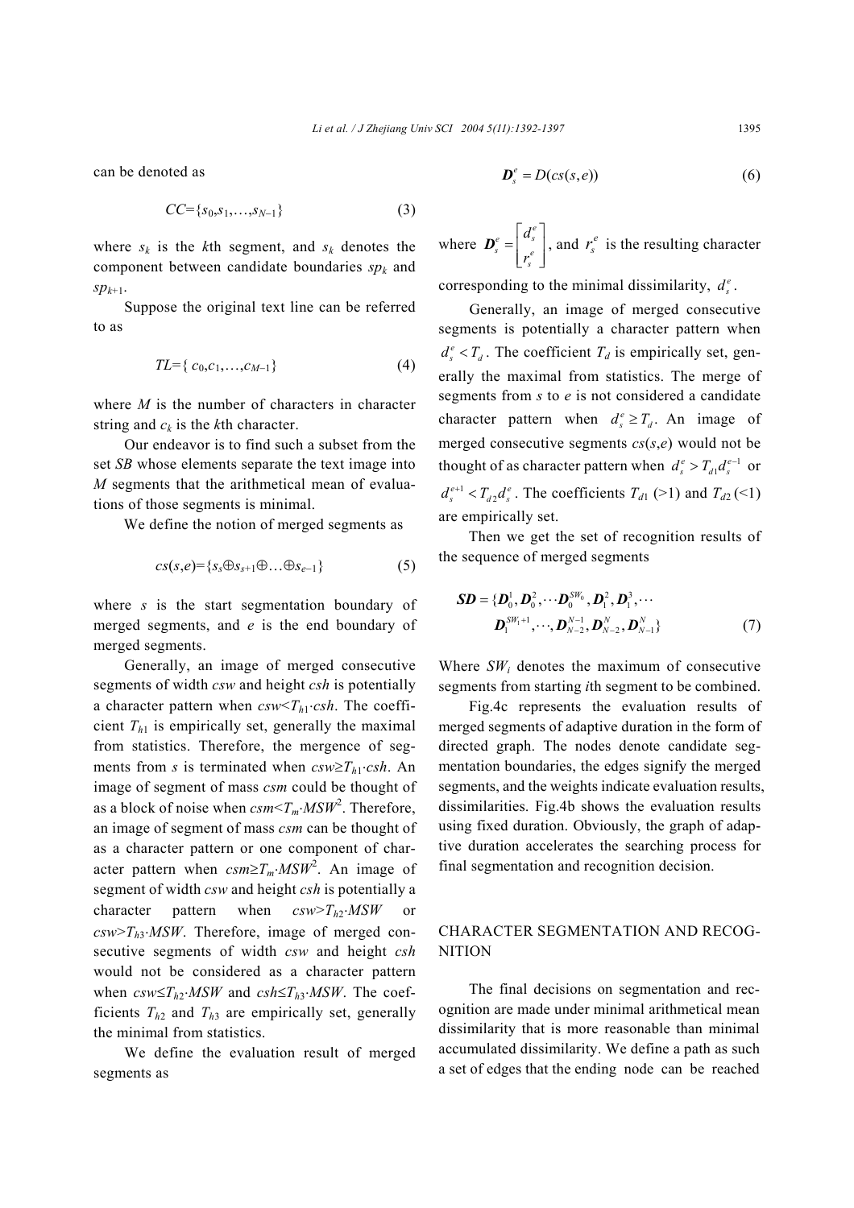can be denoted as

$$CC=\{s_0,s_1,\ldots,s_{N-1}\} \tag{3}$$

where $s_k$ is the $k$th segment, and $s_k$ denotes the component between candidate boundaries $sp_k$ and $sp_{k+1}$.

Suppose the original text line can be referred to as

$$TL=\{c_0,c_1,\ldots,c_{M-1}\} \tag{4}$$

where $M$ is the number of characters in character string and $c_k$ is the $k$th character.

Our endeavor is to find such a subset from the set $SB$ whose elements separate the text image into $M$ segments that the arithmetical mean of evaluations of those segments is minimal.

We define the notion of merged segments as

$$cs(s,e)=\{s_s\oplus s_{s+1}\oplus\ldots\oplus s_{e-1}\} \tag{5}$$

where $s$ is the start segmentation boundary of merged segments, and $e$ is the end boundary of merged segments.

Generally, an image of merged consecutive segments of width $csw$ and height $csh$ is potentially a character pattern when $csw<T_{h1}\cdot csh$. The coefficient $T_{h1}$ is empirically set, generally the maximal from statistics. Therefore, the mergence of segments from $s$ is terminated when $csw\geq T_{h1}\cdot csh$. An image of segment of mass $csm$ could be thought of as a block of noise when $csm<T_m\cdot MSW^2$. Therefore, an image of segment of mass $csm$ can be thought of as a character pattern or one component of character pattern when $csm\geq T_m\cdot MSW^2$. An image of segment of width $csw$ and height $csh$ is potentially a character pattern when $csw>T_{h2}\cdot MSW$ or $csw>T_{h3}\cdot MSW$. Therefore, image of merged consecutive segments of width $csw$ and height $csh$ would not be considered as a character pattern when $csw\leq T_{h2}\cdot MSW$ and $csh\leq T_{h3}\cdot MSW$. The coefficients $T_{h2}$ and $T_{h3}$ are empirically set, generally the minimal from statistics.

We define the evaluation result of merged segments as

$$\boldsymbol{D}_s^e = D(cs(s,e)) \tag{6}$$

where $\boldsymbol{D}_s^e = \begin{bmatrix} d_s^e \\ r_s^e \end{bmatrix}$, and $r_s^e$ is the resulting character corresponding to the minimal dissimilarity, $d_s^e$.

Generally, an image of merged consecutive segments is potentially a character pattern when $d_s^e < T_d$. The coefficient $T_d$ is empirically set, generally the maximal from statistics. The merge of segments from $s$ to $e$ is not considered a candidate character pattern when $d_s^e \geq T_d$. An image of merged consecutive segments $cs(s,e)$ would not be thought of as character pattern when $d_s^e > T_{d1}d_s^{e-1}$ or $d_s^{e+1} < T_{d2}d_s^e$. The coefficients $T_{d1}$ (>1) and $T_{d2}$ (<1) are empirically set.

Then we get the set of recognition results of the sequence of merged segments

$$\boldsymbol{SD} = \{\boldsymbol{D}_0^1, \boldsymbol{D}_0^2, \cdots \boldsymbol{D}_0^{SW_0}, \boldsymbol{D}_1^2, \boldsymbol{D}_1^3, \cdots \boldsymbol{D}_1^{SW_1+1}, \cdots, \boldsymbol{D}_{N-2}^{N-1}, \boldsymbol{D}_{N-2}^{N}, \boldsymbol{D}_{N-1}^{N}\} \tag{7}$$

Where $SW_i$ denotes the maximum of consecutive segments from starting $i$th segment to be combined.

Fig.4c represents the evaluation results of merged segments of adaptive duration in the form of directed graph. The nodes denote candidate segmentation boundaries, the edges signify the merged segments, and the weights indicate evaluation results, dissimilarities. Fig.4b shows the evaluation results using fixed duration. Obviously, the graph of adaptive duration accelerates the searching process for final segmentation and recognition decision.

## CHARACTER SEGMENTATION AND RECOGNITION

The final decisions on segmentation and recognition are made under minimal arithmetical mean dissimilarity that is more reasonable than minimal accumulated dissimilarity. We define a path as such a set of edges that the ending node can be reached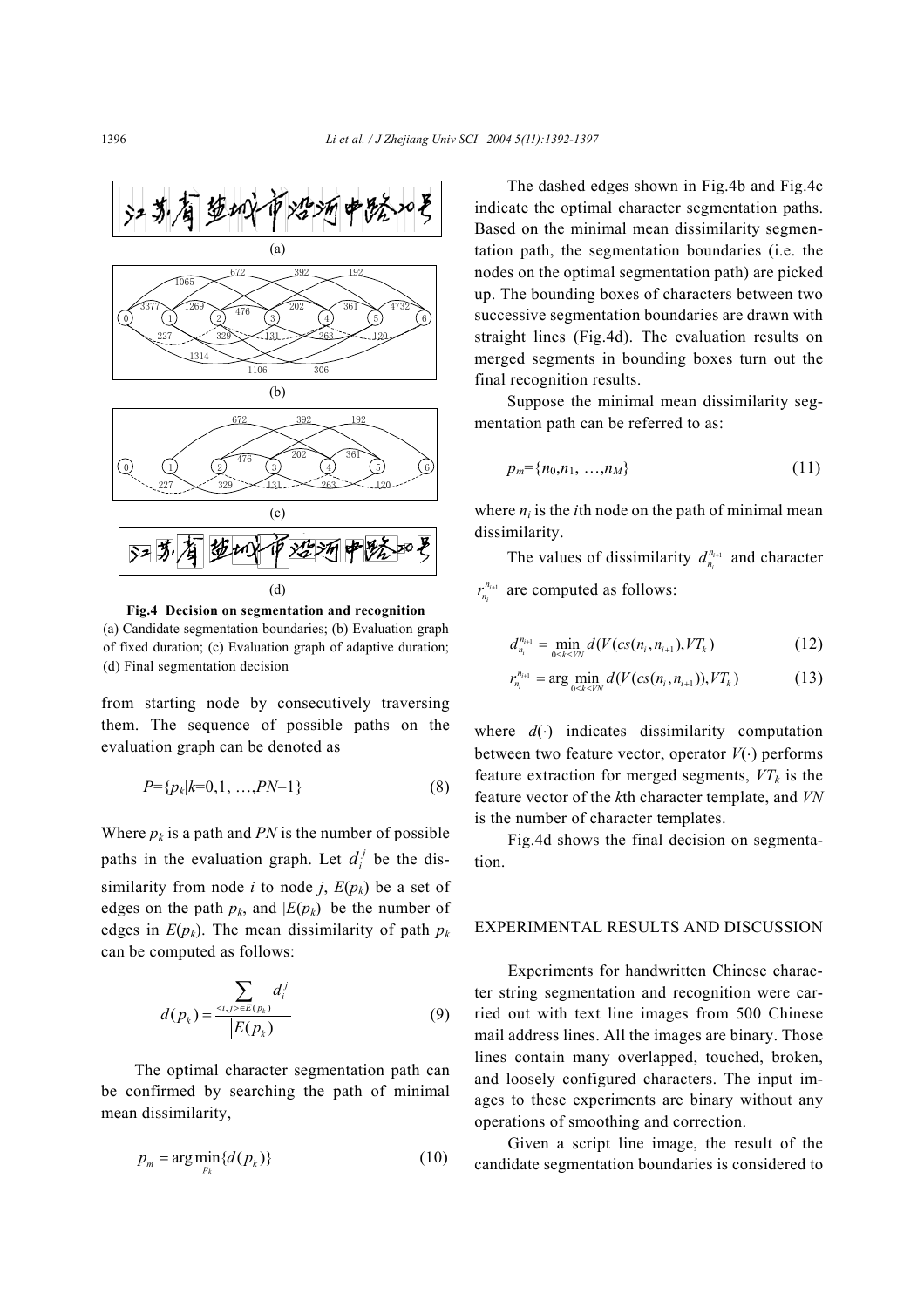**Fig.4 Decision on segmentation and recognition**
(a) Candidate segmentation boundaries; (b) Evaluation graph of fixed duration; (c) Evaluation graph of adaptive duration; (d) Final segmentation decision

from starting node by consecutively traversing them. The sequence of possible paths on the evaluation graph can be denoted as

$$P=\{p_k|k=0,1, \ldots,PN-1\} \tag{8}$$

Where $p_k$ is a path and $PN$ is the number of possible paths in the evaluation graph. Let $d_i^j$ be the dissimilarity from node $i$ to node $j$, $E(p_k)$ be a set of edges on the path $p_k$, and $|E(p_k)|$ be the number of edges in $E(p_k)$. The mean dissimilarity of path $p_k$ can be computed as follows:

$$d(p_k)=\frac{\sum_{<i,j>\in E(p_k)} d_i^j}{|E(p_k)|} \tag{9}$$

The optimal character segmentation path can be confirmed by searching the path of minimal mean dissimilarity,

$$p_m=\arg\min_{p_k}\{d(p_k)\} \tag{10}$$

The dashed edges shown in Fig.4b and Fig.4c indicate the optimal character segmentation paths. Based on the minimal mean dissimilarity segmentation path, the segmentation boundaries (i.e. the nodes on the optimal segmentation path) are picked up. The bounding boxes of characters between two successive segmentation boundaries are drawn with straight lines (Fig.4d). The evaluation results on merged segments in bounding boxes turn out the final recognition results.

Suppose the minimal mean dissimilarity segmentation path can be referred to as:

$$p_m=\{n_0,n_1, \ldots,n_M\} \tag{11}$$

where $n_i$ is the $i$th node on the path of minimal mean dissimilarity.

The values of dissimilarity $d_{n_i}^{n_{i+1}}$ and character $r_{n_i}^{n_{i+1}}$ are computed as follows:

$$d_{n_i}^{n_{i+1}}=\min_{0\le k\le VN} d(V(cs(n_i,n_{i+1})),VT_k) \tag{12}$$

$$r_{n_i}^{n_{i+1}}=\arg\min_{0\le k\le VN} d(V(cs(n_i,n_{i+1})),VT_k) \tag{13}$$

where $d(\cdot)$ indicates dissimilarity computation between two feature vector, operator $V(\cdot)$ performs feature extraction for merged segments, $VT_k$ is the feature vector of the $k$th character template, and $VN$ is the number of character templates.

Fig.4d shows the final decision on segmentation.

## EXPERIMENTAL RESULTS AND DISCUSSION

Experiments for handwritten Chinese character string segmentation and recognition were carried out with text line images from 500 Chinese mail address lines. All the images are binary. Those lines contain many overlapped, touched, broken, and loosely configured characters. The input images to these experiments are binary without any operations of smoothing and correction.

Given a script line image, the result of the candidate segmentation boundaries is considered to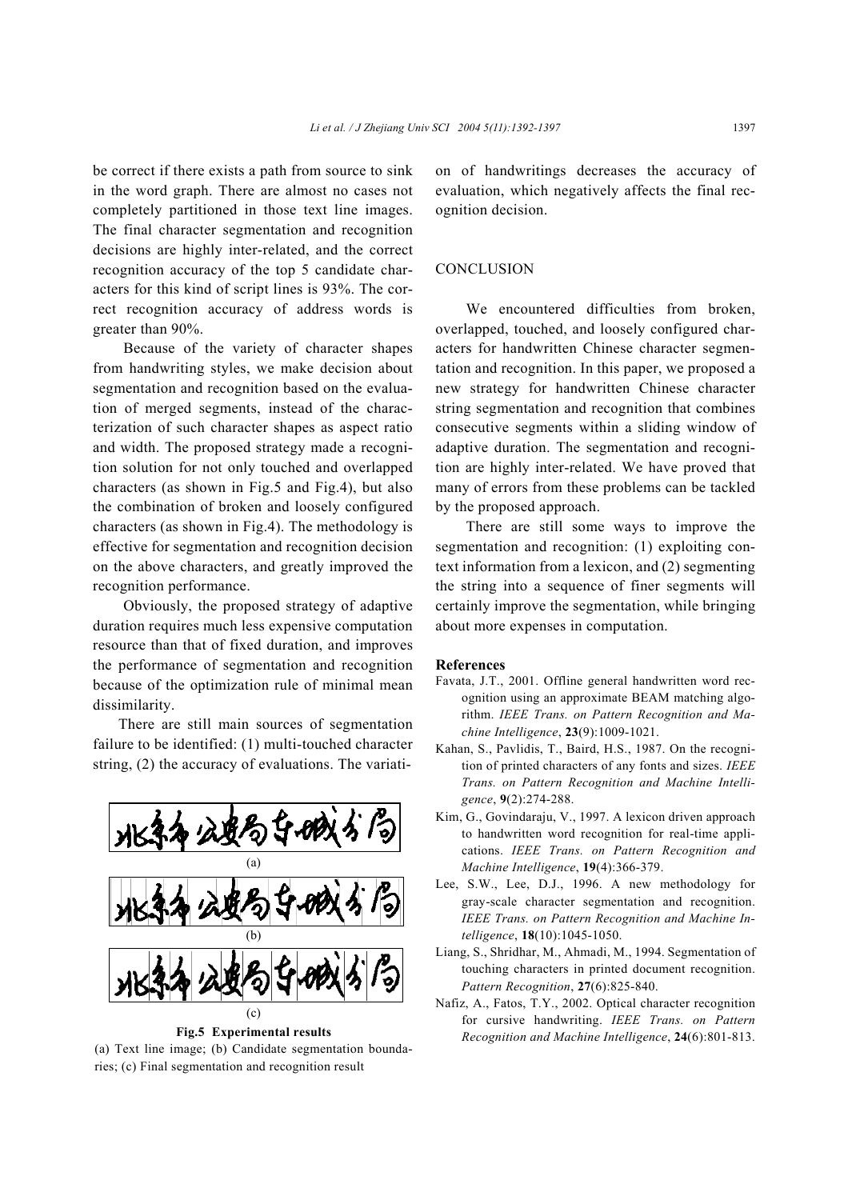be correct if there exists a path from source to sink in the word graph. There are almost no cases not completely partitioned in those text line images. The final character segmentation and recognition decisions are highly inter-related, and the correct recognition accuracy of the top 5 candidate characters for this kind of script lines is 93%. The correct recognition accuracy of address words is greater than 90%.

Because of the variety of character shapes from handwriting styles, we make decision about segmentation and recognition based on the evaluation of merged segments, instead of the characterization of such character shapes as aspect ratio and width. The proposed strategy made a recognition solution for not only touched and overlapped characters (as shown in Fig.5 and Fig.4), but also the combination of broken and loosely configured characters (as shown in Fig.4). The methodology is effective for segmentation and recognition decision on the above characters, and greatly improved the recognition performance.

Obviously, the proposed strategy of adaptive duration requires much less expensive computation resource than that of fixed duration, and improves the performance of segmentation and recognition because of the optimization rule of minimal mean dissimilarity.

There are still main sources of segmentation failure to be identified: (1) multi-touched character string, (2) the accuracy of evaluations. The variation of handwritings decreases the accuracy of evaluation, which negatively affects the final recognition decision.

(a)

(b)

(c)

**Fig.5 Experimental results**

(a) Text line image; (b) Candidate segmentation boundaries; (c) Final segmentation and recognition result

## CONCLUSION

We encountered difficulties from broken, overlapped, touched, and loosely configured characters for handwritten Chinese character segmentation and recognition. In this paper, we proposed a new strategy for handwritten Chinese character string segmentation and recognition that combines consecutive segments within a sliding window of adaptive duration. The segmentation and recognition are highly inter-related. We have proved that many of errors from these problems can be tackled by the proposed approach.

There are still some ways to improve the segmentation and recognition: (1) exploiting context information from a lexicon, and (2) segmenting the string into a sequence of finer segments will certainly improve the segmentation, while bringing about more expenses in computation.

**References**

Favata, J.T., 2001. Offline general handwritten word recognition using an approximate BEAM matching algorithm. *IEEE Trans. on Pattern Recognition and Machine Intelligence*, **23**(9):1009-1021.

Kahan, S., Pavlidis, T., Baird, H.S., 1987. On the recognition of printed characters of any fonts and sizes. *IEEE Trans. on Pattern Recognition and Machine Intelligence*, **9**(2):274-288.

Kim, G., Govindaraju, V., 1997. A lexicon driven approach to handwritten word recognition for real-time applications. *IEEE Trans. on Pattern Recognition and Machine Intelligence*, **19**(4):366-379.

Lee, S.W., Lee, D.J., 1996. A new methodology for gray-scale character segmentation and recognition. *IEEE Trans. on Pattern Recognition and Machine Intelligence*, **18**(10):1045-1050.

Liang, S., Shridhar, M., Ahmadi, M., 1994. Segmentation of touching characters in printed document recognition. *Pattern Recognition*, **27**(6):825-840.

Nafiz, A., Fatos, T.Y., 2002. Optical character recognition for cursive handwriting. *IEEE Trans. on Pattern Recognition and Machine Intelligence*, **24**(6):801-813.